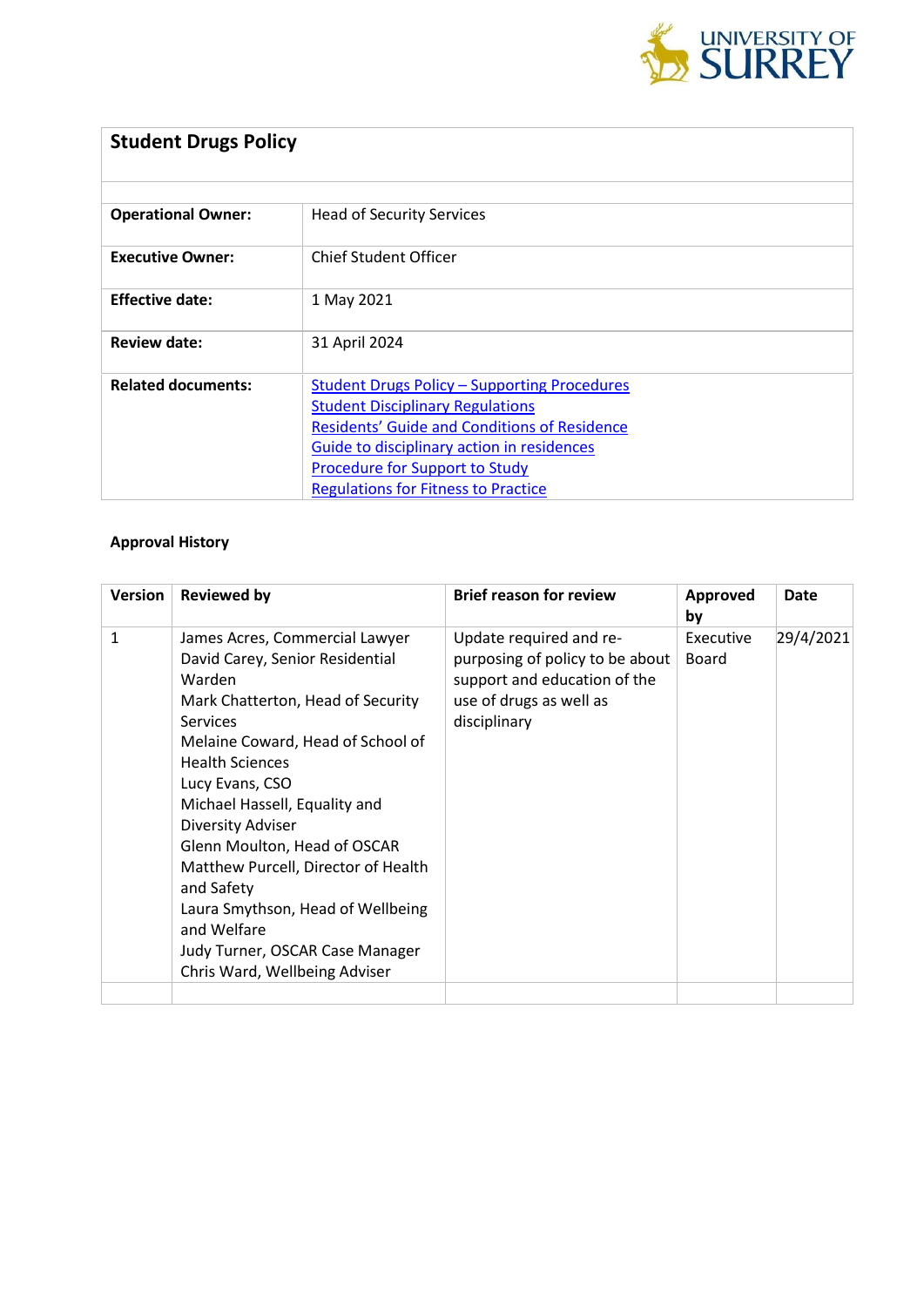| **Student Drugs Policy** | |
|---|---|
| | |
| **Operational Owner:** | Head of Security Services |
| **Executive Owner:** | Chief Student Officer |
| **Effective date:** | 1 May 2021 |
| **Review date:** | 31 April 2024 |
| **Related documents:** | Student Drugs Policy – Supporting Procedures<br>Student Disciplinary Regulations<br>Residents' Guide and Conditions of Residence<br>Guide to disciplinary action in residences<br>Procedure for Support to Study<br>Regulations for Fitness to Practice |

**Approval History**

| Version | Reviewed by | Brief reason for review | Approved by | Date |
|---|---|---|---|---|
| 1 | James Acres, Commercial Lawyer<br>David Carey, Senior Residential Warden<br>Mark Chatterton, Head of Security Services<br>Melaine Coward, Head of School of Health Sciences<br>Lucy Evans, CSO<br>Michael Hassell, Equality and Diversity Adviser<br>Glenn Moulton, Head of OSCAR<br>Matthew Purcell, Director of Health and Safety<br>Laura Smythson, Head of Wellbeing and Welfare<br>Judy Turner, OSCAR Case Manager<br>Chris Ward, Wellbeing Adviser | Update required and re-purposing of policy to be about support and education of the use of drugs as well as disciplinary | Executive Board | 29/4/2021 |
| | | | | |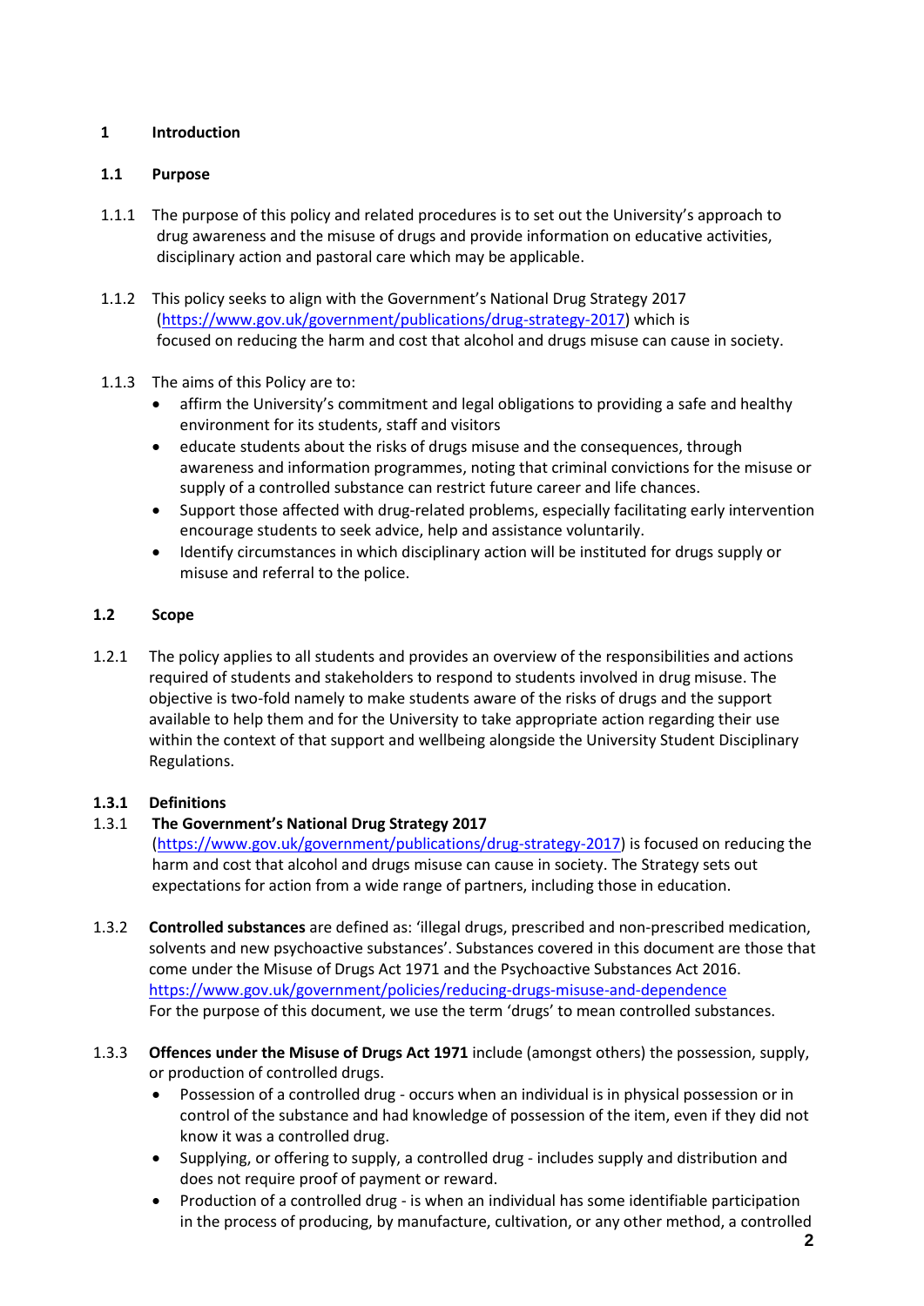## 1 Introduction

### 1.1 Purpose

1.1.1 The purpose of this policy and related procedures is to set out the University's approach to drug awareness and the misuse of drugs and provide information on educative activities, disciplinary action and pastoral care which may be applicable.

1.1.2 This policy seeks to align with the Government's National Drug Strategy 2017 (https://www.gov.uk/government/publications/drug-strategy-2017) which is focused on reducing the harm and cost that alcohol and drugs misuse can cause in society.

1.1.3 The aims of this Policy are to:

- affirm the University's commitment and legal obligations to providing a safe and healthy environment for its students, staff and visitors
- educate students about the risks of drugs misuse and the consequences, through awareness and information programmes, noting that criminal convictions for the misuse or supply of a controlled substance can restrict future career and life chances.
- Support those affected with drug-related problems, especially facilitating early intervention encourage students to seek advice, help and assistance voluntarily.
- Identify circumstances in which disciplinary action will be instituted for drugs supply or misuse and referral to the police.

### 1.2 Scope

1.2.1 The policy applies to all students and provides an overview of the responsibilities and actions required of students and stakeholders to respond to students involved in drug misuse. The objective is two-fold namely to make students aware of the risks of drugs and the support available to help them and for the University to take appropriate action regarding their use within the context of that support and wellbeing alongside the University Student Disciplinary Regulations.

### 1.3.1 Definitions

1.3.1 **The Government's National Drug Strategy 2017** (https://www.gov.uk/government/publications/drug-strategy-2017) is focused on reducing the harm and cost that alcohol and drugs misuse can cause in society. The Strategy sets out expectations for action from a wide range of partners, including those in education.

1.3.2 **Controlled substances** are defined as: 'illegal drugs, prescribed and non-prescribed medication, solvents and new psychoactive substances'. Substances covered in this document are those that come under the Misuse of Drugs Act 1971 and the Psychoactive Substances Act 2016. https://www.gov.uk/government/policies/reducing-drugs-misuse-and-dependence For the purpose of this document, we use the term 'drugs' to mean controlled substances.

1.3.3 **Offences under the Misuse of Drugs Act 1971** include (amongst others) the possession, supply, or production of controlled drugs.

- Possession of a controlled drug - occurs when an individual is in physical possession or in control of the substance and had knowledge of possession of the item, even if they did not know it was a controlled drug.
- Supplying, or offering to supply, a controlled drug - includes supply and distribution and does not require proof of payment or reward.
- Production of a controlled drug - is when an individual has some identifiable participation in the process of producing, by manufacture, cultivation, or any other method, a controlled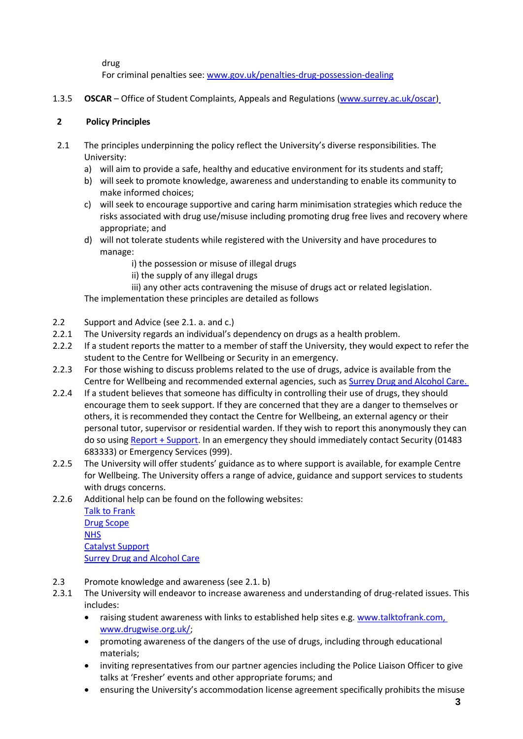drug
For criminal penalties see: [www.gov.uk/penalties-drug-possession-dealing](www.gov.uk/penalties-drug-possession-dealing)

1.3.5 **OSCAR** – Office of Student Complaints, Appeals and Regulations ([www.surrey.ac.uk/oscar](www.surrey.ac.uk/oscar))

## 2 Policy Principles

2.1 The principles underpinning the policy reflect the University's diverse responsibilities. The University:

a) will aim to provide a safe, healthy and educative environment for its students and staff;
b) will seek to promote knowledge, awareness and understanding to enable its community to make informed choices;
c) will seek to encourage supportive and caring harm minimisation strategies which reduce the risks associated with drug use/misuse including promoting drug free lives and recovery where appropriate; and
d) will not tolerate students while registered with the University and have procedures to manage:
   i) the possession or misuse of illegal drugs
   ii) the supply of any illegal drugs
   iii) any other acts contravening the misuse of drugs act or related legislation.

The implementation these principles are detailed as follows

2.2 Support and Advice (see 2.1. a. and c.)

2.2.1 The University regards an individual's dependency on drugs as a health problem.

2.2.2 If a student reports the matter to a member of staff the University, they would expect to refer the student to the Centre for Wellbeing or Security in an emergency.

2.2.3 For those wishing to discuss problems related to the use of drugs, advice is available from the Centre for Wellbeing and recommended external agencies, such as [Surrey Drug and Alcohol Care.]()

2.2.4 If a student believes that someone has difficulty in controlling their use of drugs, they should encourage them to seek support. If they are concerned that they are a danger to themselves or others, it is recommended they contact the Centre for Wellbeing, an external agency or their personal tutor, supervisor or residential warden. If they wish to report this anonymously they can do so using [Report + Support](). In an emergency they should immediately contact Security (01483 683333) or Emergency Services (999).

2.2.5 The University will offer students' guidance as to where support is available, for example Centre for Wellbeing. The University offers a range of advice, guidance and support services to students with drugs concerns.

2.2.6 Additional help can be found on the following websites:
[Talk to Frank]()
[Drug Scope]()
[NHS]()
[Catalyst Support]()
[Surrey Drug and Alcohol Care]()

2.3 Promote knowledge and awareness (see 2.1. b)

2.3.1 The University will endeavor to increase awareness and understanding of drug-related issues. This includes:

- raising student awareness with links to established help sites e.g. [www.talktofrank.com,](www.talktofrank.com) [www.drugwise.org.uk/](www.drugwise.org.uk/);
- promoting awareness of the dangers of the use of drugs, including through educational materials;
- inviting representatives from our partner agencies including the Police Liaison Officer to give talks at 'Fresher' events and other appropriate forums; and
- ensuring the University's accommodation license agreement specifically prohibits the misuse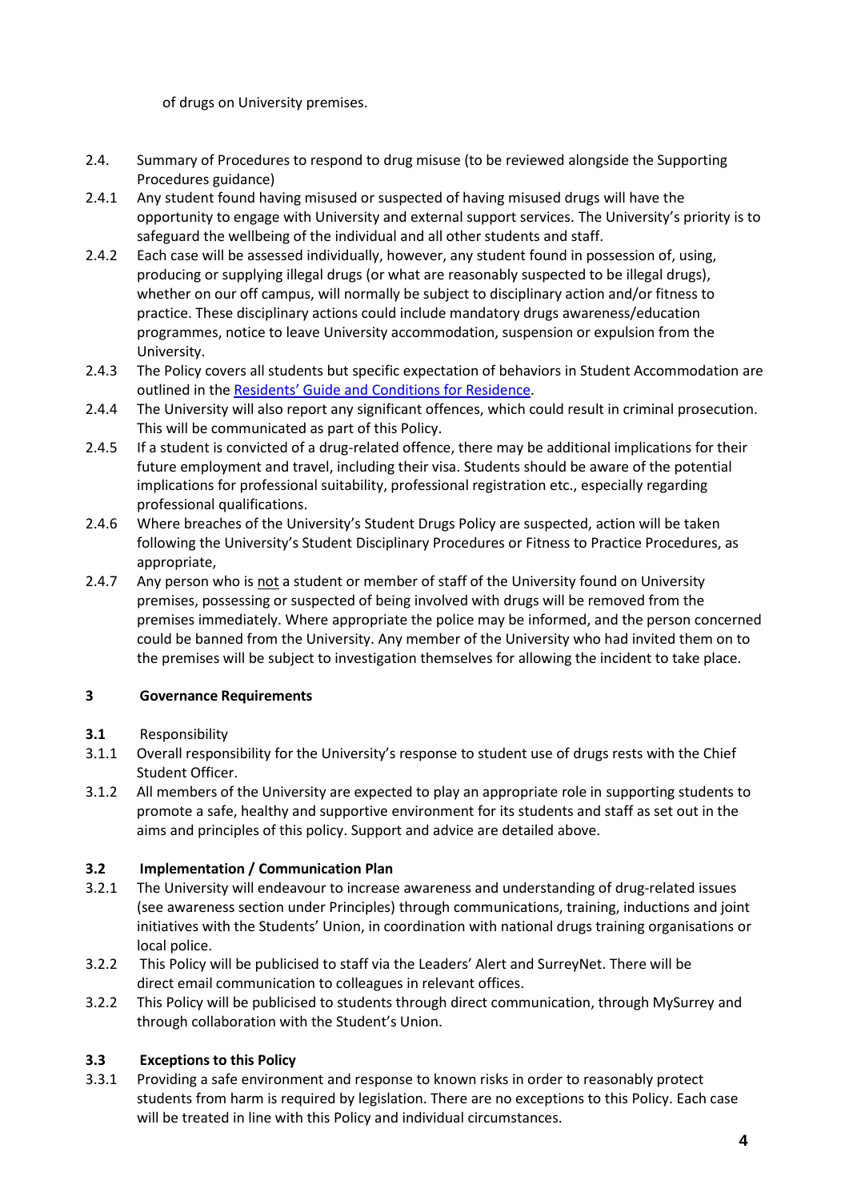of drugs on University premises.

2.4. Summary of Procedures to respond to drug misuse (to be reviewed alongside the Supporting Procedures guidance)

2.4.1 Any student found having misused or suspected of having misused drugs will have the opportunity to engage with University and external support services. The University's priority is to safeguard the wellbeing of the individual and all other students and staff.

2.4.2 Each case will be assessed individually, however, any student found in possession of, using, producing or supplying illegal drugs (or what are reasonably suspected to be illegal drugs), whether on our off campus, will normally be subject to disciplinary action and/or fitness to practice. These disciplinary actions could include mandatory drugs awareness/education programmes, notice to leave University accommodation, suspension or expulsion from the University.

2.4.3 The Policy covers all students but specific expectation of behaviors in Student Accommodation are outlined in the Residents' Guide and Conditions for Residence.

2.4.4 The University will also report any significant offences, which could result in criminal prosecution. This will be communicated as part of this Policy.

2.4.5 If a student is convicted of a drug-related offence, there may be additional implications for their future employment and travel, including their visa. Students should be aware of the potential implications for professional suitability, professional registration etc., especially regarding professional qualifications.

2.4.6 Where breaches of the University's Student Drugs Policy are suspected, action will be taken following the University's Student Disciplinary Procedures or Fitness to Practice Procedures, as appropriate,

2.4.7 Any person who is not a student or member of staff of the University found on University premises, possessing or suspected of being involved with drugs will be removed from the premises immediately. Where appropriate the police may be informed, and the person concerned could be banned from the University. Any member of the University who had invited them on to the premises will be subject to investigation themselves for allowing the incident to take place.

## 3 Governance Requirements

**3.1** Responsibility

3.1.1 Overall responsibility for the University's response to student use of drugs rests with the Chief Student Officer.

3.1.2 All members of the University are expected to play an appropriate role in supporting students to promote a safe, healthy and supportive environment for its students and staff as set out in the aims and principles of this policy. Support and advice are detailed above.

### 3.2 Implementation / Communication Plan

3.2.1 The University will endeavour to increase awareness and understanding of drug-related issues (see awareness section under Principles) through communications, training, inductions and joint initiatives with the Students' Union, in coordination with national drugs training organisations or local police.

3.2.2 This Policy will be publicised to staff via the Leaders' Alert and SurreyNet. There will be direct email communication to colleagues in relevant offices.

3.2.2 This Policy will be publicised to students through direct communication, through MySurrey and through collaboration with the Student's Union.

### 3.3 Exceptions to this Policy

3.3.1 Providing a safe environment and response to known risks in order to reasonably protect students from harm is required by legislation. There are no exceptions to this Policy. Each case will be treated in line with this Policy and individual circumstances.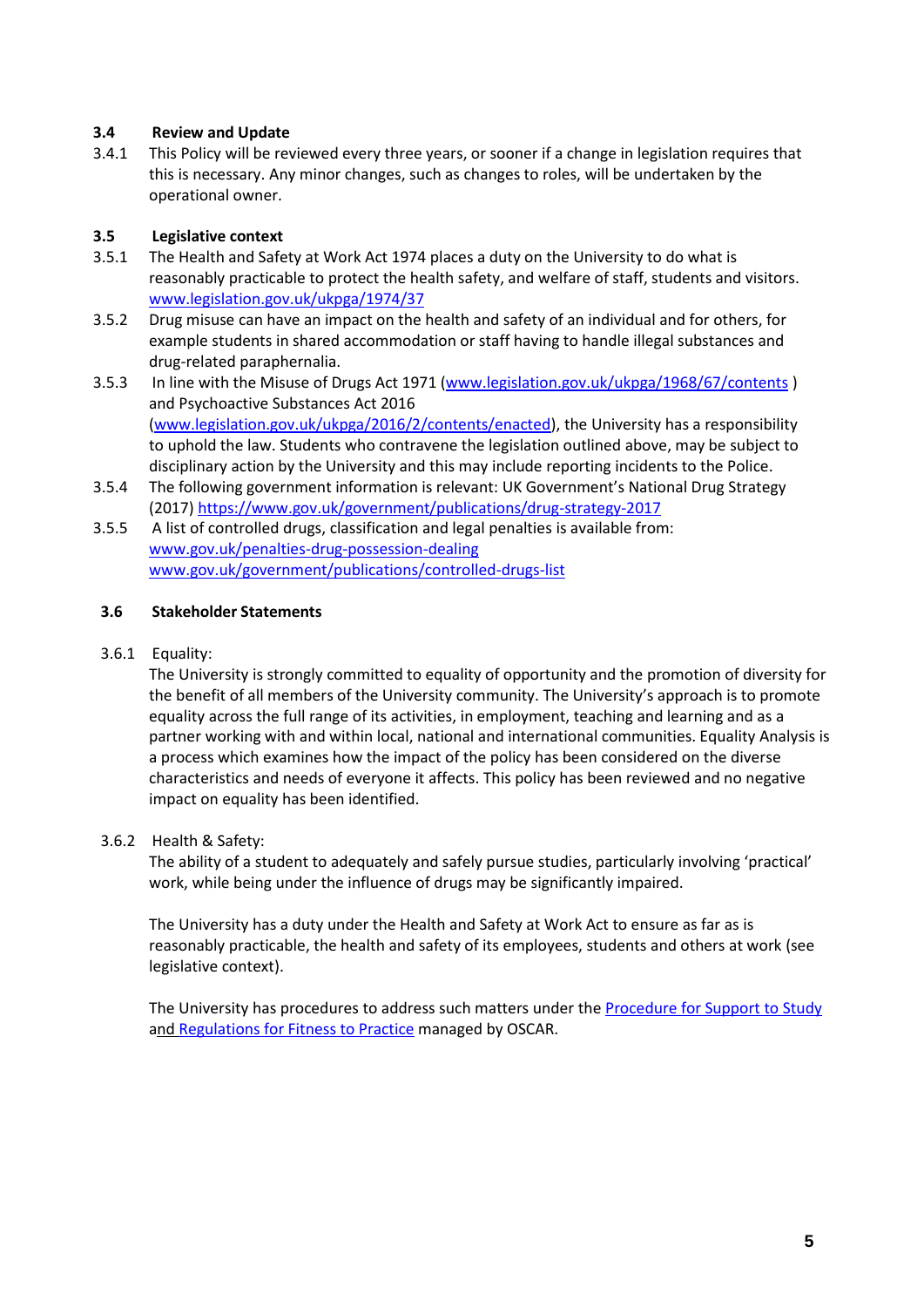### 3.4 Review and Update

3.4.1 This Policy will be reviewed every three years, or sooner if a change in legislation requires that this is necessary. Any minor changes, such as changes to roles, will be undertaken by the operational owner.

### 3.5 Legislative context

3.5.1 The Health and Safety at Work Act 1974 places a duty on the University to do what is reasonably practicable to protect the health safety, and welfare of staff, students and visitors. [www.legislation.gov.uk/ukpga/1974/37](www.legislation.gov.uk/ukpga/1974/37)

3.5.2 Drug misuse can have an impact on the health and safety of an individual and for others, for example students in shared accommodation or staff having to handle illegal substances and drug-related paraphernalia.

3.5.3 In line with the Misuse of Drugs Act 1971 ([www.legislation.gov.uk/ukpga/1968/67/contents](www.legislation.gov.uk/ukpga/1968/67/contents) ) and Psychoactive Substances Act 2016 ([www.legislation.gov.uk/ukpga/2016/2/contents/enacted](www.legislation.gov.uk/ukpga/2016/2/contents/enacted)), the University has a responsibility to uphold the law. Students who contravene the legislation outlined above, may be subject to disciplinary action by the University and this may include reporting incidents to the Police.

3.5.4 The following government information is relevant: UK Government's National Drug Strategy (2017) [https://www.gov.uk/government/publications/drug-strategy-2017](https://www.gov.uk/government/publications/drug-strategy-2017)

3.5.5 A list of controlled drugs, classification and legal penalties is available from:
[www.gov.uk/penalties-drug-possession-dealing](www.gov.uk/penalties-drug-possession-dealing)
[www.gov.uk/government/publications/controlled-drugs-list](www.gov.uk/government/publications/controlled-drugs-list)

### 3.6 Stakeholder Statements

3.6.1 Equality:

The University is strongly committed to equality of opportunity and the promotion of diversity for the benefit of all members of the University community. The University's approach is to promote equality across the full range of its activities, in employment, teaching and learning and as a partner working with and within local, national and international communities. Equality Analysis is a process which examines how the impact of the policy has been considered on the diverse characteristics and needs of everyone it affects. This policy has been reviewed and no negative impact on equality has been identified.

3.6.2 Health & Safety:

The ability of a student to adequately and safely pursue studies, particularly involving 'practical' work, while being under the influence of drugs may be significantly impaired.

The University has a duty under the Health and Safety at Work Act to ensure as far as is reasonably practicable, the health and safety of its employees, students and others at work (see legislative context).

The University has procedures to address such matters under the Procedure for Support to Study and Regulations for Fitness to Practice managed by OSCAR.